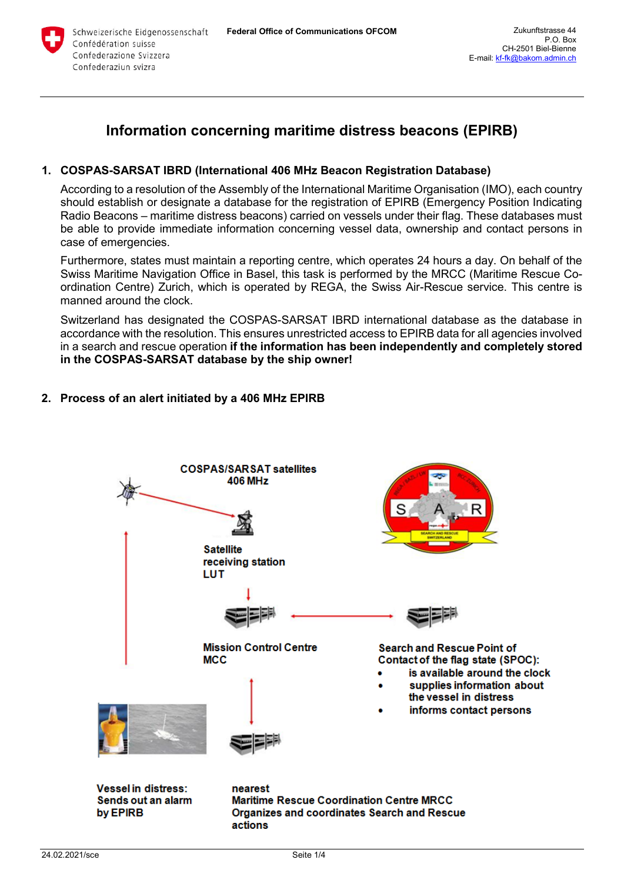Schweizerische Eidgenossenschaft
Confédération suisse
Confederazione Svizzera
Confederaziun svizra

**Federal Office of Communications OFCOM**

Zukunftstrasse 44
P.O. Box
CH-2501 Biel-Bienne
E-mail: kf-fk@bakom.admin.ch

# Information concerning maritime distress beacons (EPIRB)

## 1. COSPAS-SARSAT IBRD (International 406 MHz Beacon Registration Database)

According to a resolution of the Assembly of the International Maritime Organisation (IMO), each country should establish or designate a database for the registration of EPIRB (Emergency Position Indicating Radio Beacons – maritime distress beacons) carried on vessels under their flag. These databases must be able to provide immediate information concerning vessel data, ownership and contact persons in case of emergencies.

Furthermore, states must maintain a reporting centre, which operates 24 hours a day. On behalf of the Swiss Maritime Navigation Office in Basel, this task is performed by the MRCC (Maritime Rescue Co-ordination Centre) Zurich, which is operated by REGA, the Swiss Air-Rescue service. This centre is manned around the clock.

Switzerland has designated the COSPAS-SARSAT IBRD international database as the database in accordance with the resolution. This ensures unrestricted access to EPIRB data for all agencies involved in a search and rescue operation **if the information has been independently and completely stored in the COSPAS-SARSAT database by the ship owner!**

## 2. Process of an alert initiated by a 406 MHz EPIRB

**COSPAS/SARSAT satellites 406 MHz**

**Satellite receiving station LUT**

**Mission Control Centre MCC**

**Search and Rescue Point of Contact of the flag state (SPOC):**

- **is available around the clock**
- **supplies information about the vessel in distress**
- **informs contact persons**

**Vessel in distress: Sends out an alarm by EPIRB**

**nearest Maritime Rescue Coordination Centre MRCC Organizes and coordinates Search and Rescue actions**

24.02.2021/sce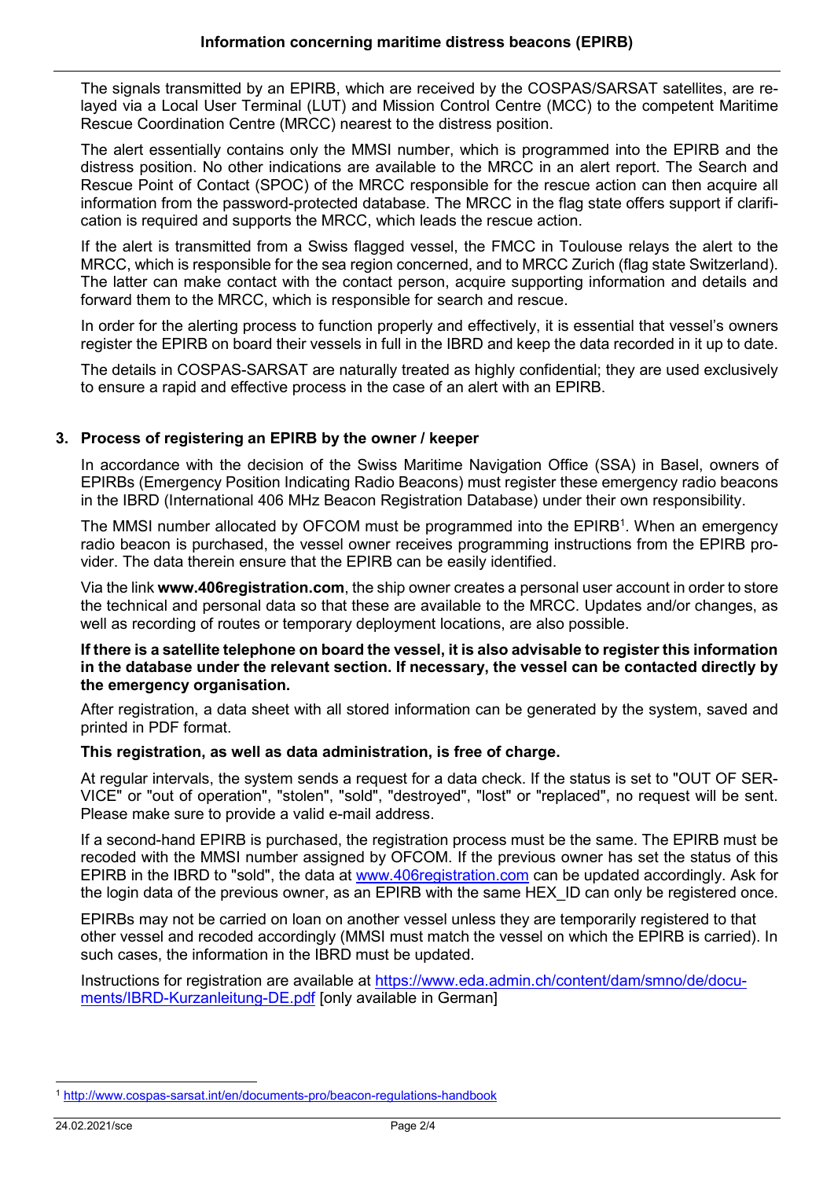The signals transmitted by an EPIRB, which are received by the COSPAS/SARSAT satellites, are relayed via a Local User Terminal (LUT) and Mission Control Centre (MCC) to the competent Maritime Rescue Coordination Centre (MRCC) nearest to the distress position.

The alert essentially contains only the MMSI number, which is programmed into the EPIRB and the distress position. No other indications are available to the MRCC in an alert report. The Search and Rescue Point of Contact (SPOC) of the MRCC responsible for the rescue action can then acquire all information from the password-protected database. The MRCC in the flag state offers support if clarification is required and supports the MRCC, which leads the rescue action.

If the alert is transmitted from a Swiss flagged vessel, the FMCC in Toulouse relays the alert to the MRCC, which is responsible for the sea region concerned, and to MRCC Zurich (flag state Switzerland). The latter can make contact with the contact person, acquire supporting information and details and forward them to the MRCC, which is responsible for search and rescue.

In order for the alerting process to function properly and effectively, it is essential that vessel's owners register the EPIRB on board their vessels in full in the IBRD and keep the data recorded in it up to date.

The details in COSPAS-SARSAT are naturally treated as highly confidential; they are used exclusively to ensure a rapid and effective process in the case of an alert with an EPIRB.

## 3. Process of registering an EPIRB by the owner / keeper

In accordance with the decision of the Swiss Maritime Navigation Office (SSA) in Basel, owners of EPIRBs (Emergency Position Indicating Radio Beacons) must register these emergency radio beacons in the IBRD (International 406 MHz Beacon Registration Database) under their own responsibility.

The MMSI number allocated by OFCOM must be programmed into the EPIRB[1]. When an emergency radio beacon is purchased, the vessel owner receives programming instructions from the EPIRB provider. The data therein ensure that the EPIRB can be easily identified.

Via the link **www.406registration.com**, the ship owner creates a personal user account in order to store the technical and personal data so that these are available to the MRCC. Updates and/or changes, as well as recording of routes or temporary deployment locations, are also possible.

**If there is a satellite telephone on board the vessel, it is also advisable to register this information in the database under the relevant section. If necessary, the vessel can be contacted directly by the emergency organisation.**

After registration, a data sheet with all stored information can be generated by the system, saved and printed in PDF format.

**This registration, as well as data administration, is free of charge.**

At regular intervals, the system sends a request for a data check. If the status is set to "OUT OF SERVICE" or "out of operation", "stolen", "sold", "destroyed", "lost" or "replaced", no request will be sent. Please make sure to provide a valid e-mail address.

If a second-hand EPIRB is purchased, the registration process must be the same. The EPIRB must be recoded with the MMSI number assigned by OFCOM. If the previous owner has set the status of this EPIRB in the IBRD to "sold", the data at www.406registration.com can be updated accordingly. Ask for the login data of the previous owner, as an EPIRB with the same HEX_ID can only be registered once.

EPIRBs may not be carried on loan on another vessel unless they are temporarily registered to that other vessel and recoded accordingly (MMSI must match the vessel on which the EPIRB is carried). In such cases, the information in the IBRD must be updated.

Instructions for registration are available at https://www.eda.admin.ch/content/dam/smno/de/documents/IBRD-Kurzanleitung-DE.pdf [only available in German]

[1] http://www.cospas-sarsat.int/en/documents-pro/beacon-regulations-handbook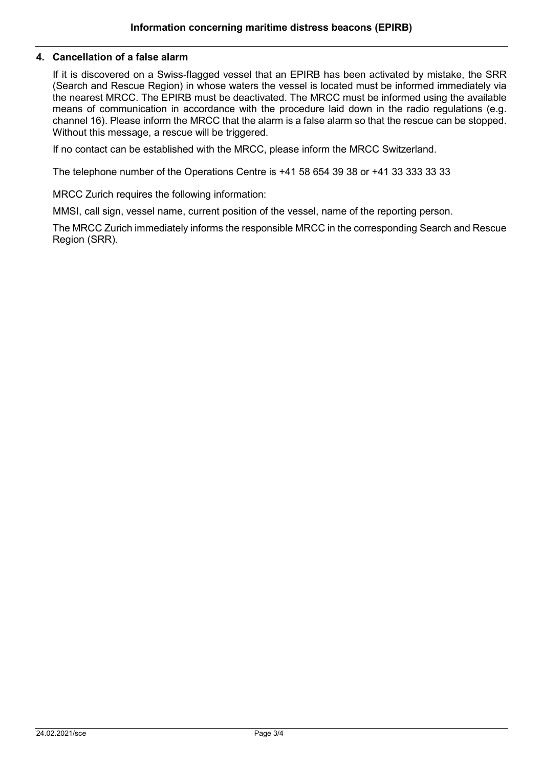## 4. Cancellation of a false alarm

If it is discovered on a Swiss-flagged vessel that an EPIRB has been activated by mistake, the SRR (Search and Rescue Region) in whose waters the vessel is located must be informed immediately via the nearest MRCC. The EPIRB must be deactivated. The MRCC must be informed using the available means of communication in accordance with the procedure laid down in the radio regulations (e.g. channel 16). Please inform the MRCC that the alarm is a false alarm so that the rescue can be stopped. Without this message, a rescue will be triggered.

If no contact can be established with the MRCC, please inform the MRCC Switzerland.

The telephone number of the Operations Centre is +41 58 654 39 38 or +41 33 333 33 33

MRCC Zurich requires the following information:

MMSI, call sign, vessel name, current position of the vessel, name of the reporting person.

The MRCC Zurich immediately informs the responsible MRCC in the corresponding Search and Rescue Region (SRR).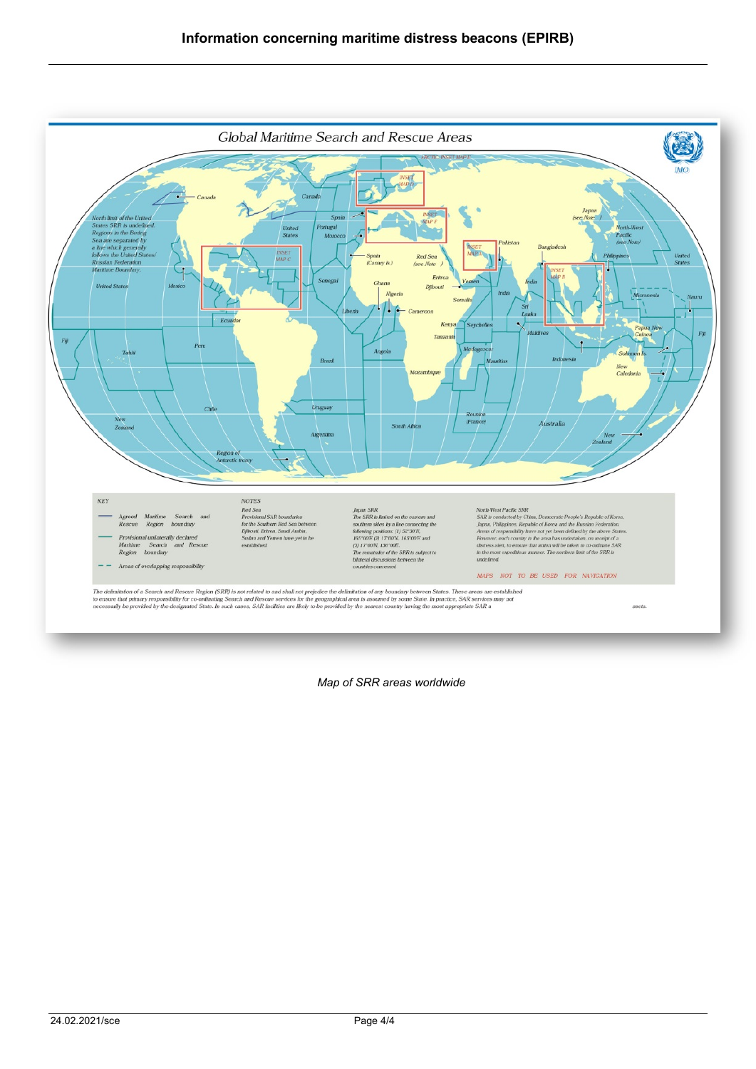Global Maritime Search and Rescue Areas

IMO

Canada
Canada
North limit of the United States SRR is undefined. Regions in the Bering Sea are separated by a line which generally follows the United States/Russian Federation Maritime Boundary.
United States
Mexico
United States
Spain
Portugal
Morocco
Spain (Canary Is.)
Red Sea (see Note)
Senegal
Ghana
Nigeria
Liberia
Cameroon
Eritrea
Djibouti
Yemen
Somalia
Kenya
Seychelles
Tanzania
Pakistan
India
India
Bangladesh
Sri Lanka
Maldives
Japan (see Note)
North-West Pacific (see Note)
Philippines
United States
Micronesia
Nauru
Papua New Guinea
Fiji
Fiji
Solomon Is.
New Caledonia
Indonesia
Ecuador
Peru
Tahiti
Brazil
Angola
Madagascar
Mauritius
Mozambique
Uruguay
Chile
Argentina
South Africa
Reunion (France)
Australia
New Zealand
New Zealand
Region of Antarctic treaty
ARCTIC INSET MAP E
INSET MAP D
INSET MAP F
INSET MAP C
INSET MAP A
INSET MAP B

KEY
Agreed Maritime Search and Rescue Region boundary
Provisional unilaterally declared Maritime Search and Rescue Region boundary
Areas of overlapping responsibility

NOTES

Red Sea
Provisional SAR boundaries for the Southern Red Sea between Djibouti, Eritrea, Saudi Arabia, Sudan and Yemen have yet to be established.

Japan SRR
The SRR is limited on the eastern and southern sides by a line connecting the following positions: (1) 52°30'N, 165°00'E (2) 17°00'N, 165°00'E and (3) 17°00'N, 130°00'E.
The remainder of the SRR is subject to bilateral discussions between the countries concerned

North-West Pacific SRR
SAR is conducted by China, Democratic People's Republic of Korea, Japan, Philippines, Republic of Korea and the Russian Federation. Areas of responsibility have not yet been defined by the above States. However, each country in the area has undertaken, on receipt of a distress alert, to ensure that action will be taken to co-ordinate SAR in the most expeditious manner. The northern limit of the SRR is undefined.

MAPS NOT TO BE USED FOR NAVIGATION

The delimitation of a Search and Rescue Region (SRR) is not related to and shall not prejudice the delimitation of any boundary between States. These areas are established to ensure that primary responsibility for co-ordinating Search and Rescue services for the geographical area is assumed by some State. In practice, SAR services may not necessarily be provided by the designated State. In such cases, SAR facilities are likely to be provided by the nearest country having the most appropriate SAR assets.

*Map of SRR areas worldwide*